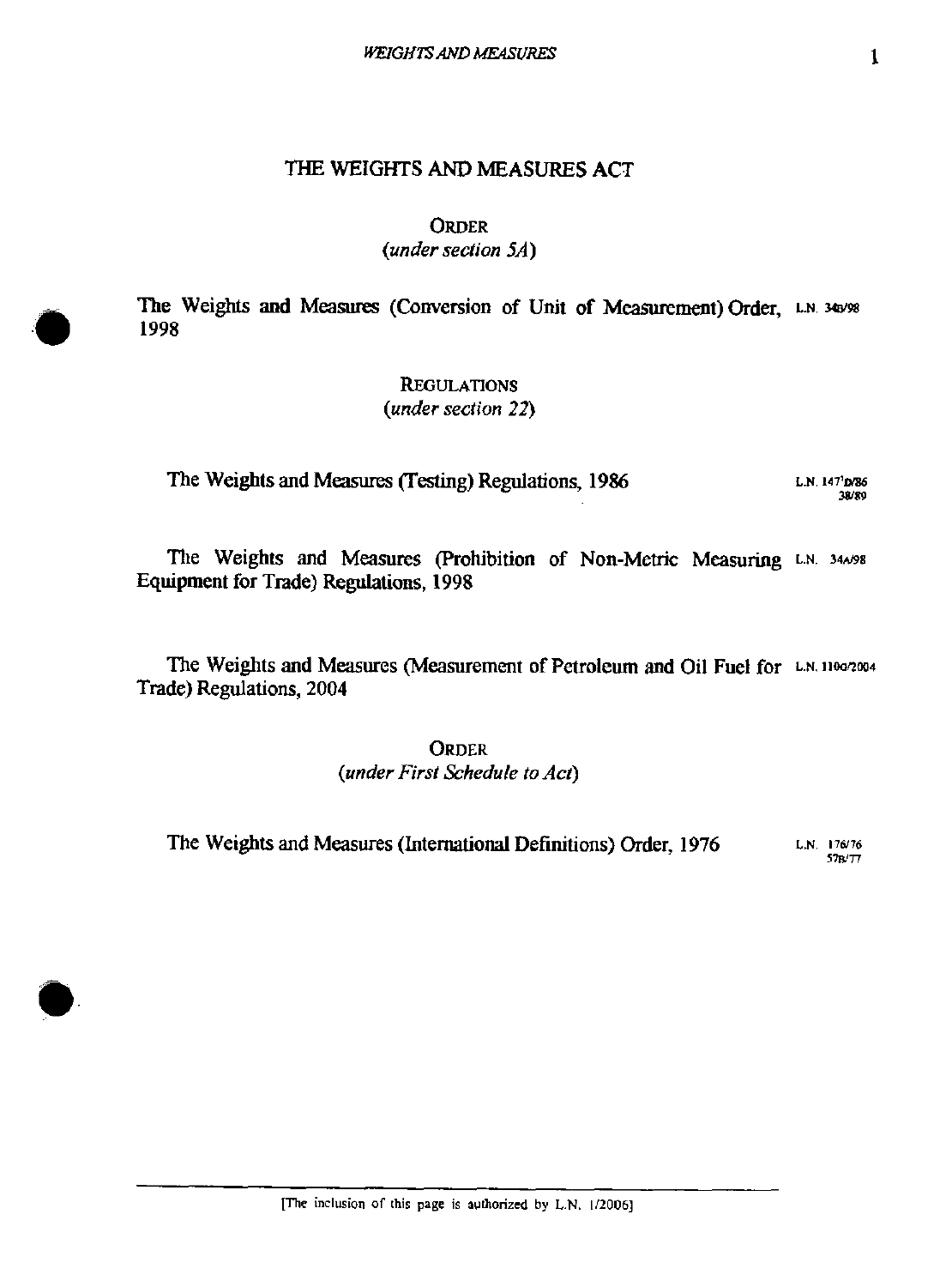# THE WEIGHTS AND MEASURES ACT

## ORDER
*(under section 5A)*

The Weights and Measures (Conversion of Unit of Measurement) Order, 1998 — L.N. 34B/98

## REGULATIONS
*(under section 22)*

The Weights and Measures (Testing) Regulations, 1986 — L.N. 147$^1$D/86, 38/89

The Weights and Measures (Prohibition of Non-Metric Measuring Equipment for Trade) Regulations, 1998 — L.N. 34A/98

The Weights and Measures (Measurement of Petroleum and Oil Fuel for Trade) Regulations, 2004 — L.N. 110G/2004

## ORDER
*(under First Schedule to Act)*

The Weights and Measures (International Definitions) Order, 1976 — L.N. 176/76, 57B/77

[The inclusion of this page is authorized by L.N. 1/2006]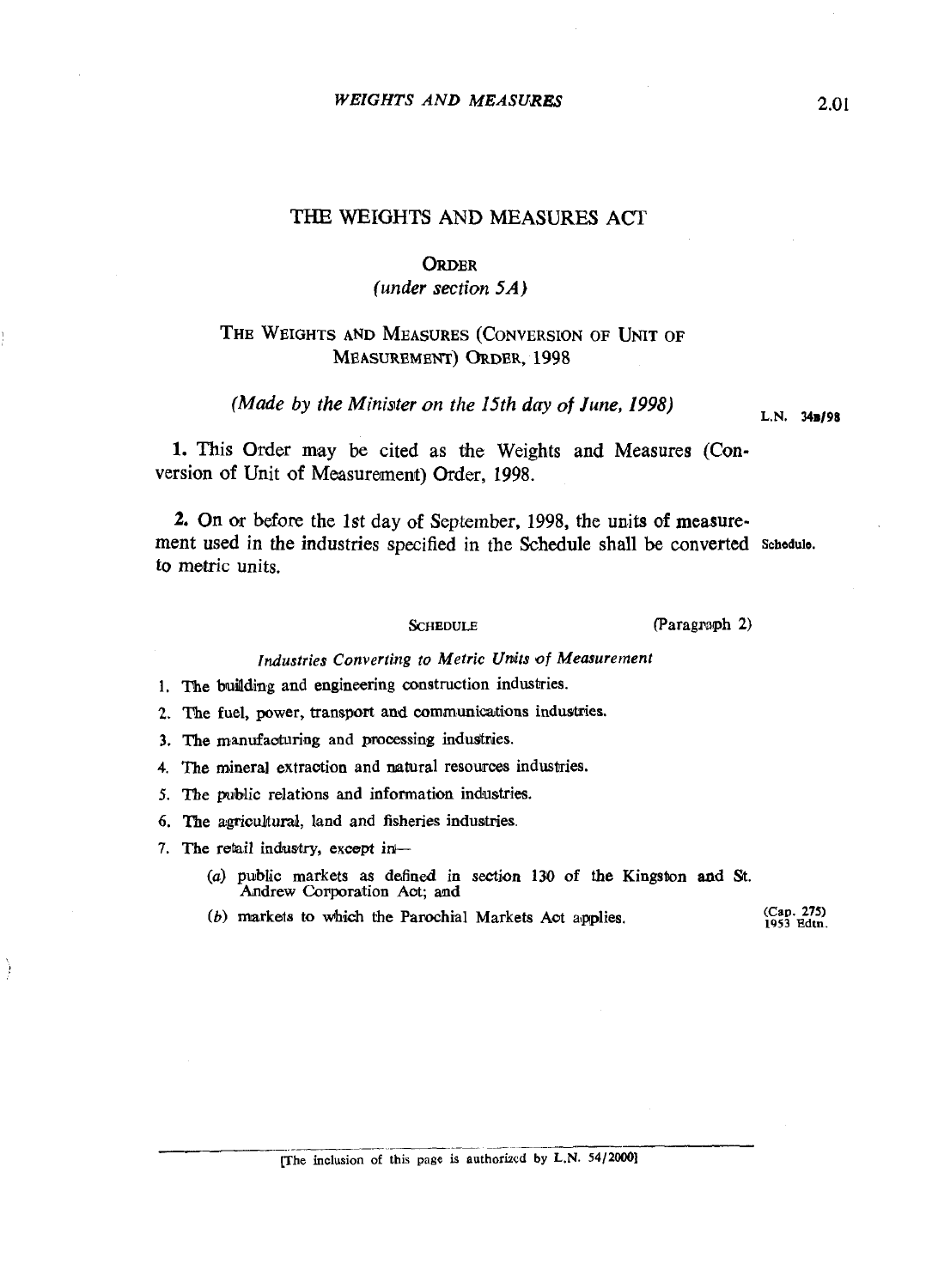# THE WEIGHTS AND MEASURES ACT

## ORDER

*(under section 5A)*

## THE WEIGHTS AND MEASURES (CONVERSION OF UNIT OF MEASUREMENT) ORDER, 1998

*(Made by the Minister on the 15th day of June, 1998)*

L.N. 34B/98

**1.** This Order may be cited as the Weights and Measures (Conversion of Unit of Measurement) Order, 1998.

**2.** On or before the 1st day of September, 1998, the units of measurement used in the industries specified in the Schedule shall be converted to metric units.

Schedule.

SCHEDULE (Paragraph 2)

*Industries Converting to Metric Units of Measurement*

1. The building and engineering construction industries.
2. The fuel, power, transport and communications industries.
3. The manufacturing and processing industries.
4. The mineral extraction and natural resources industries.
5. The public relations and information industries.
6. The agricultural, land and fisheries industries.
7. The retail industry, except in—
   - (a) public markets as defined in section 130 of the Kingston and St. Andrew Corporation Act; and
   - (b) markets to which the Parochial Markets Act applies.

(Cap. 275) 1953 Edtn.

[The inclusion of this page is authorized by L.N. 54/2000]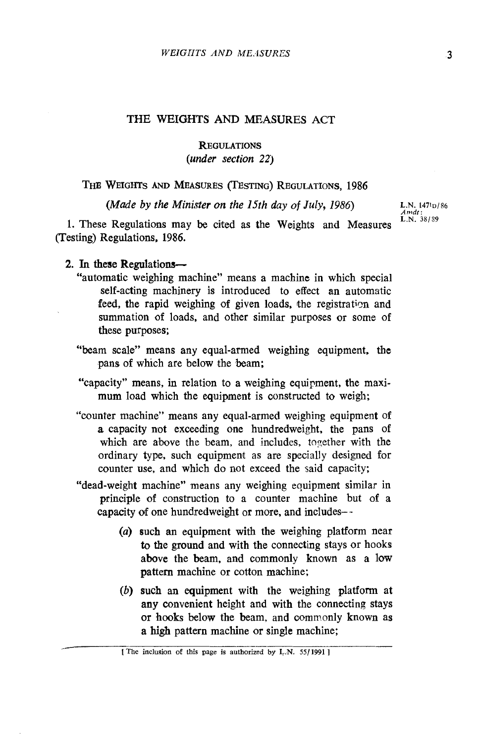# THE WEIGHTS AND MEASURES ACT

## REGULATIONS
*(under section 22)*

### THE WEIGHTS AND MEASURES (TESTING) REGULATIONS, 1986

*(Made by the Minister on the 15th day of July, 1986)*

L.N. 147D/86
*Amdt:*
L.N. 38/89

1. These Regulations may be cited as the Weights and Measures (Testing) Regulations, 1986.

2. In these Regulations—

"automatic weighing machine" means a machine in which special self-acting machinery is introduced to effect an automatic feed, the rapid weighing of given loads, the registration and summation of loads, and other similar purposes or some of these purposes;

"beam scale" means any equal-armed weighing equipment, the pans of which are below the beam;

"capacity" means, in relation to a weighing equipment, the maximum load which the equipment is constructed to weigh;

"counter machine" means any equal-armed weighing equipment of a capacity not exceeding one hundredweight, the pans of which are above the beam, and includes, together with the ordinary type, such equipment as are specially designed for counter use, and which do not exceed the said capacity;

"dead-weight machine" means any weighing equipment similar in principle of construction to a counter machine but of a capacity of one hundredweight or more, and includes—

(*a*) such an equipment with the weighing platform near to the ground and with the connecting stays or hooks above the beam, and commonly known as a low pattern machine or cotton machine;

(*b*) such an equipment with the weighing platform at any convenient height and with the connecting stays or hooks below the beam, and commonly known as a high pattern machine or single machine;

[The inclusion of this page is authorized by L.N. 55/1991]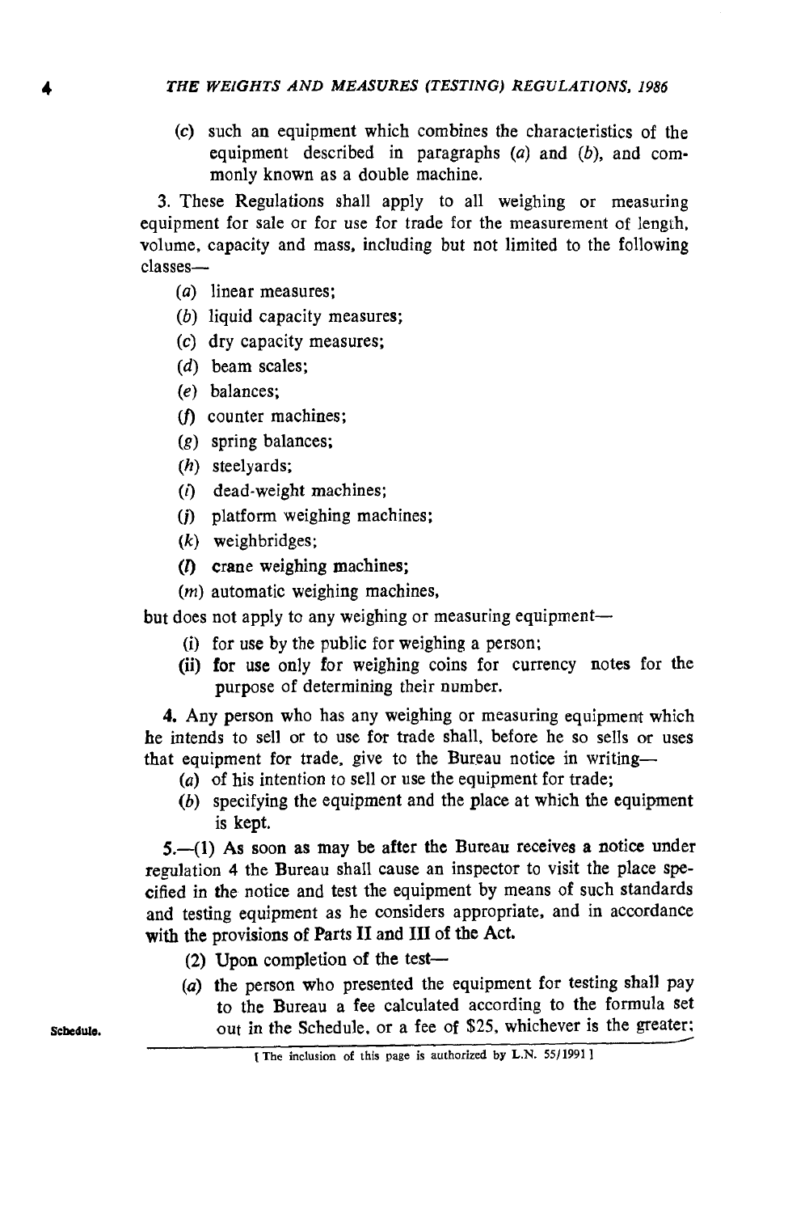(*c*) such an equipment which combines the characteristics of the equipment described in paragraphs (*a*) and (*b*), and commonly known as a double machine.

3. These Regulations shall apply to all weighing or measuring equipment for sale or for use for trade for the measurement of length, volume, capacity and mass, including but not limited to the following classes—

(*a*) linear measures;

(*b*) liquid capacity measures;

(*c*) dry capacity measures;

(*d*) beam scales;

(*e*) balances;

(*f*) counter machines;

(*g*) spring balances;

(*h*) steelyards;

(*i*) dead-weight machines;

(*j*) platform weighing machines;

(*k*) weighbridges;

(*l*) crane weighing machines;

(*m*) automatic weighing machines,

but does not apply to any weighing or measuring equipment—

(i) for use by the public for weighing a person;

(ii) for use only for weighing coins for currency notes for the purpose of determining their number.

4. Any person who has any weighing or measuring equipment which he intends to sell or to use for trade shall, before he so sells or uses that equipment for trade, give to the Bureau notice in writing—

(*a*) of his intention to sell or use the equipment for trade;

(*b*) specifying the equipment and the place at which the equipment is kept.

5.—(1) As soon as may be after the Bureau receives a notice under regulation 4 the Bureau shall cause an inspector to visit the place specified in the notice and test the equipment by means of such standards and testing equipment as he considers appropriate, and in accordance with the provisions of Parts II and III of the Act.

(2) Upon completion of the test—

(*a*) the person who presented the equipment for testing shall pay to the Bureau a fee calculated according to the formula set out in the Schedule, or a fee of $25, whichever is the greater;

Schedule.

[The inclusion of this page is authorized by L.N. 55/1991]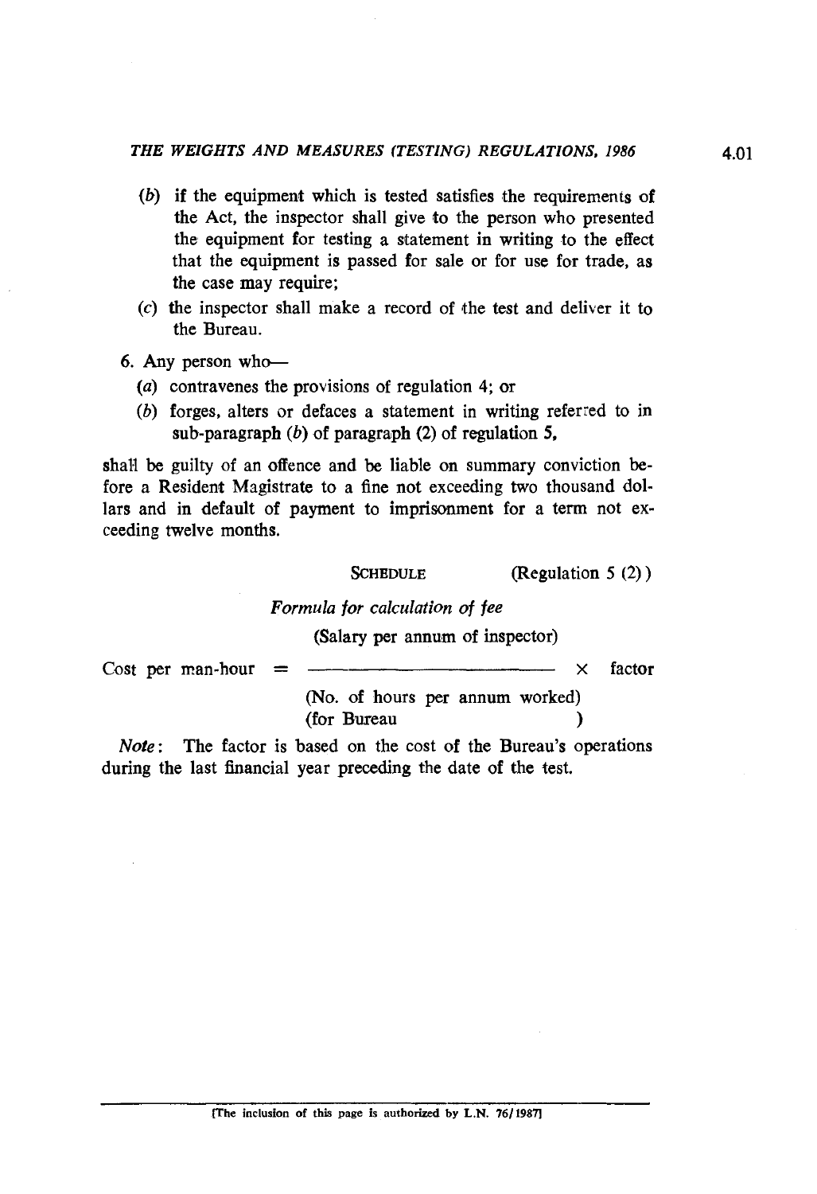(b) if the equipment which is tested satisfies the requirements of the Act, the inspector shall give to the person who presented the equipment for testing a statement in writing to the effect that the equipment is passed for sale or for use for trade, as the case may require;

(c) the inspector shall make a record of the test and deliver it to the Bureau.

6. Any person who—

(a) contravenes the provisions of regulation 4; or

(b) forges, alters or defaces a statement in writing referred to in sub-paragraph (b) of paragraph (2) of regulation 5,

shall be guilty of an offence and be liable on summary conviction before a Resident Magistrate to a fine not exceeding two thousand dollars and in default of payment to imprisonment for a term not exceeding twelve months.

SCHEDULE (Regulation 5 (2))

*Formula for calculation of fee*

$$\text{Cost per man-hour} = \frac{\text{(Salary per annum of inspector)}}{\text{(No. of hours per annum worked)}\ \text{(for Bureau)}} \times \text{factor}$$

*Note*: The factor is based on the cost of the Bureau's operations during the last financial year preceding the date of the test.

[The inclusion of this page is authorized by L.N. 76/1987]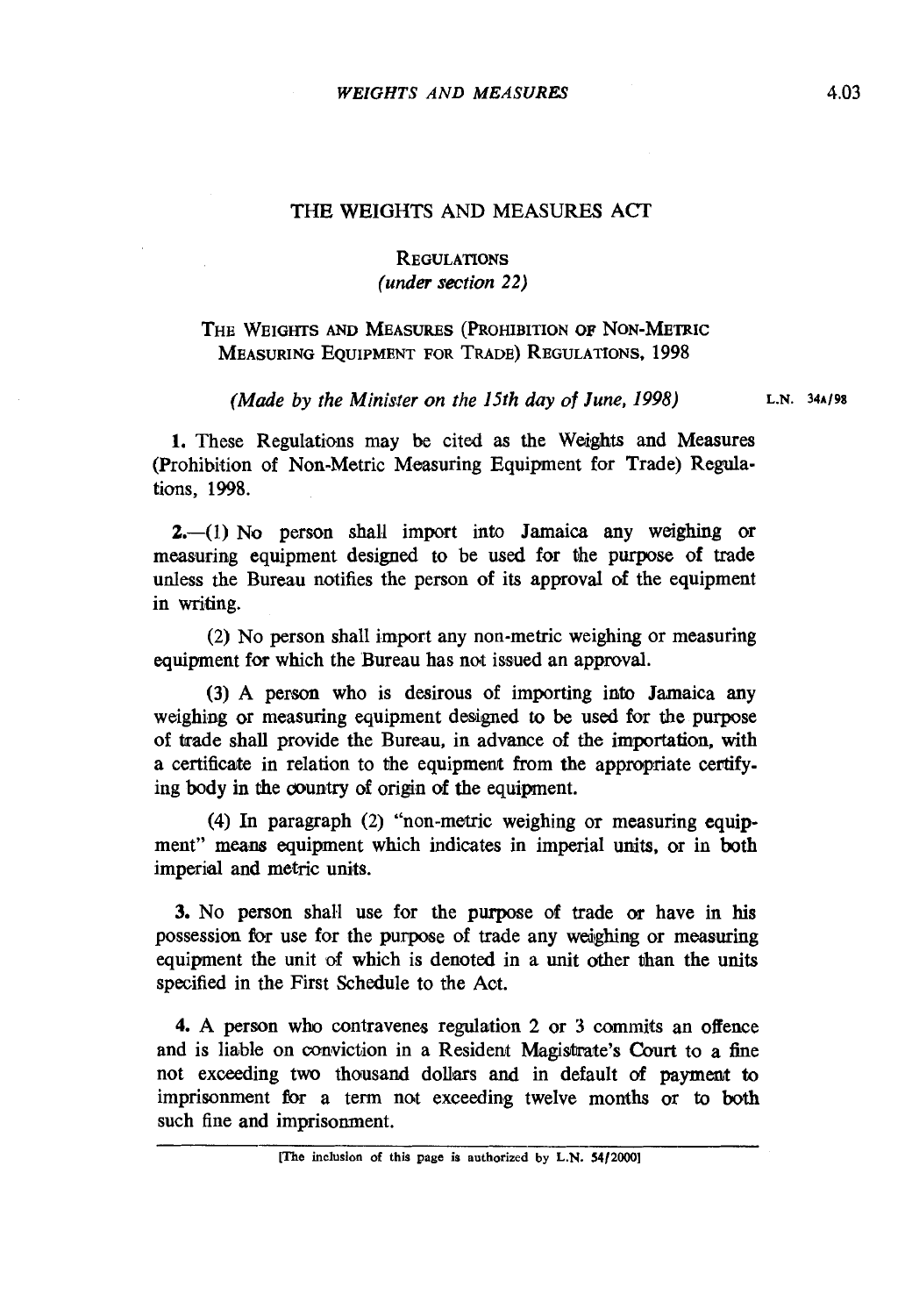# THE WEIGHTS AND MEASURES ACT

## REGULATIONS
*(under section 22)*

## THE WEIGHTS AND MEASURES (PROHIBITION OF NON-METRIC MEASURING EQUIPMENT FOR TRADE) REGULATIONS, 1998

*(Made by the Minister on the 15th day of June, 1998)* L.N. 34A/98

**1.** These Regulations may be cited as the Weights and Measures (Prohibition of Non-Metric Measuring Equipment for Trade) Regulations, 1998.

**2.**—(1) No person shall import into Jamaica any weighing or measuring equipment designed to be used for the purpose of trade unless the Bureau notifies the person of its approval of the equipment in writing.

(2) No person shall import any non-metric weighing or measuring equipment for which the Bureau has not issued an approval.

(3) A person who is desirous of importing into Jamaica any weighing or measuring equipment designed to be used for the purpose of trade shall provide the Bureau, in advance of the importation, with a certificate in relation to the equipment from the appropriate certifying body in the country of origin of the equipment.

(4) In paragraph (2) "non-metric weighing or measuring equipment" means equipment which indicates in imperial units, or in both imperial and metric units.

**3.** No person shall use for the purpose of trade or have in his possession for use for the purpose of trade any weighing or measuring equipment the unit of which is denoted in a unit other than the units specified in the First Schedule to the Act.

**4.** A person who contravenes regulation 2 or 3 commits an offence and is liable on conviction in a Resident Magistrate's Court to a fine not exceeding two thousand dollars and in default of payment to imprisonment for a term not exceeding twelve months or to both such fine and imprisonment.

[The inclusion of this page is authorized by L.N. 54/2000]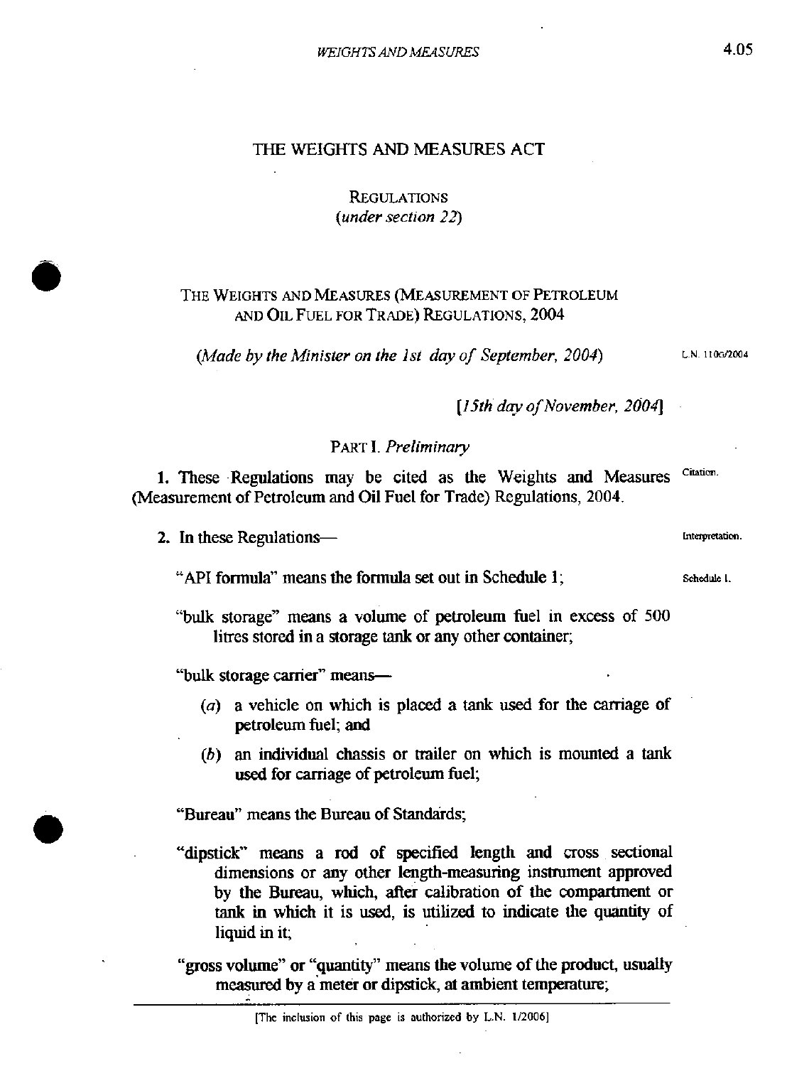# THE WEIGHTS AND MEASURES ACT

REGULATIONS
(*under section 22*)

## THE WEIGHTS AND MEASURES (MEASUREMENT OF PETROLEUM AND OIL FUEL FOR TRADE) REGULATIONS, 2004

(*Made by the Minister on the 1st day of September, 2004*) L.N. 110G/2004

[*15th day of November, 2004*]

### PART I. *Preliminary*

**1.** These Regulations may be cited as the Weights and Measures (Measurement of Petroleum and Oil Fuel for Trade) Regulations, 2004. Citation.

**2.** In these Regulations— Interpretation.

"API formula" means the formula set out in Schedule 1; Schedule 1.

"bulk storage" means a volume of petroleum fuel in excess of 500 litres stored in a storage tank or any other container;

"bulk storage carrier" means—

(*a*) a vehicle on which is placed a tank used for the carriage of petroleum fuel; and

(*b*) an individual chassis or trailer on which is mounted a tank used for carriage of petroleum fuel;

"Bureau" means the Bureau of Standards;

"dipstick" means a rod of specified length and cross sectional dimensions or any other length-measuring instrument approved by the Bureau, which, after calibration of the compartment or tank in which it is used, is utilized to indicate the quantity of liquid in it;

"gross volume" or "quantity" means the volume of the product, usually measured by a meter or dipstick, at ambient temperature;

[The inclusion of this page is authorized by L.N. 1/2006]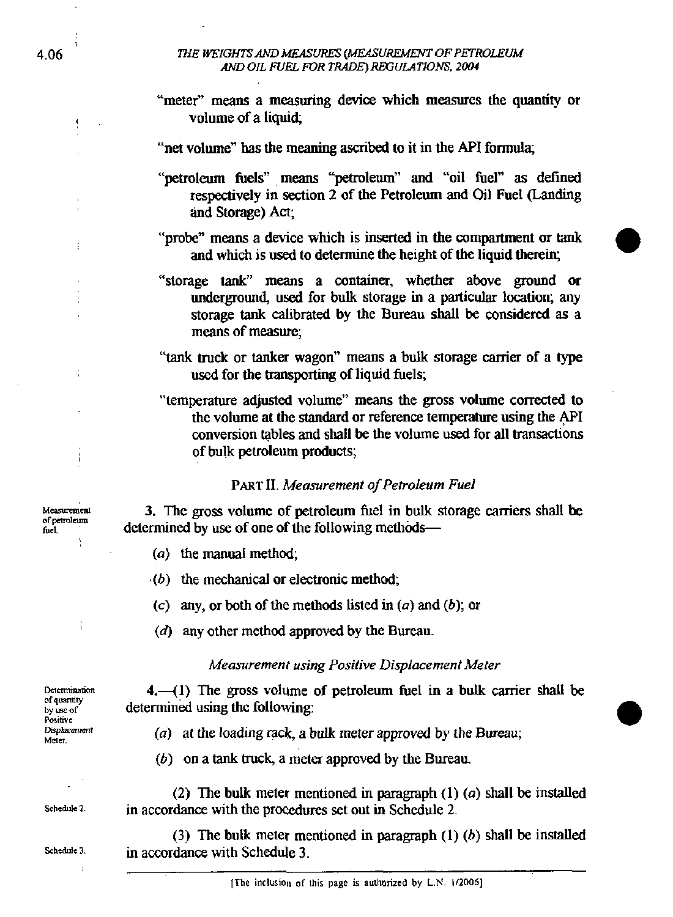"meter" means a measuring device which measures the quantity or volume of a liquid;

"net volume" has the meaning ascribed to it in the API formula;

"petroleum fuels" means "petroleum" and "oil fuel" as defined respectively in section 2 of the Petroleum and Oil Fuel (Landing and Storage) Act;

"probe" means a device which is inserted in the compartment or tank and which is used to determine the height of the liquid therein;

"storage tank" means a container, whether above ground or underground, used for bulk storage in a particular location; any storage tank calibrated by the Bureau shall be considered as a means of measure;

"tank truck or tanker wagon" means a bulk storage carrier of a type used for the transporting of liquid fuels;

"temperature adjusted volume" means the gross volume corrected to the volume at the standard or reference temperature using the API conversion tables and shall be the volume used for all transactions of bulk petroleum products;

## PART II. *Measurement of Petroleum Fuel*

Measurement of petroleum fuel.

3. The gross volume of petroleum fuel in bulk storage carriers shall be determined by use of one of the following methods—

(*a*) the manual method;

(*b*) the mechanical or electronic method;

(*c*) any, or both of the methods listed in (*a*) and (*b*); or

(*d*) any other method approved by the Bureau.

### *Measurement using Positive Displacement Meter*

Determination of quantity by use of Positive Displacement Meter.

4.—(1) The gross volume of petroleum fuel in a bulk carrier shall be determined using the following:

(*a*) at the loading rack, a bulk meter approved by the Bureau;

(*b*) on a tank truck, a meter approved by the Bureau.

Schedule 2.

(2) The bulk meter mentioned in paragraph (1) (*a*) shall be installed in accordance with the procedures set out in Schedule 2.

Schedule 3.

(3) The bulk meter mentioned in paragraph (1) (*b*) shall be installed in accordance with Schedule 3.

[The inclusion of this page is authorized by L.N. 1/2006]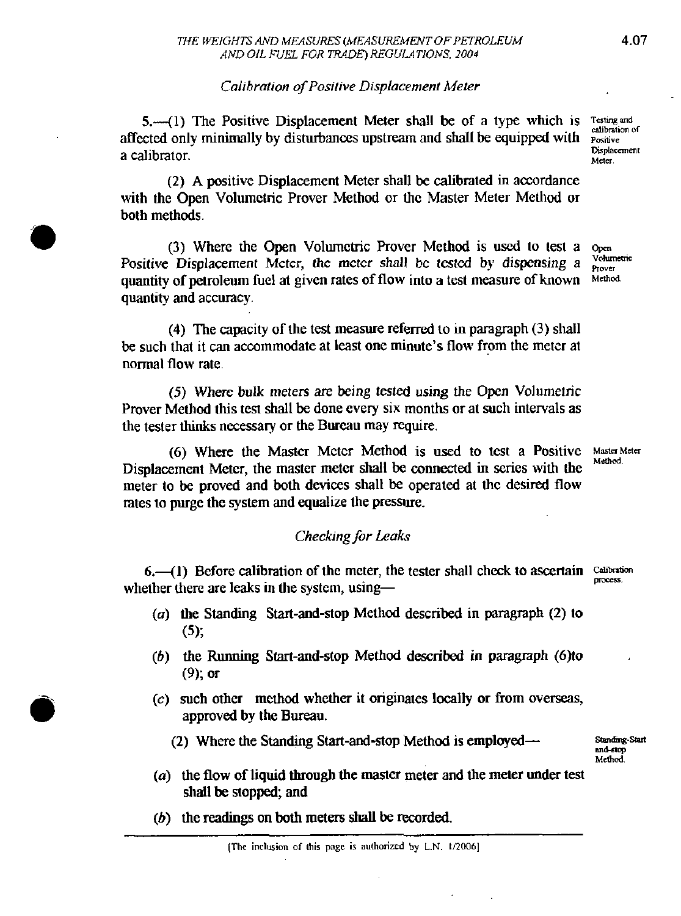*Calibration of Positive Displacement Meter*

5.—(1) The Positive Displacement Meter shall be of a type which is affected only minimally by disturbances upstream and shall be equipped with a calibrator.

Testing and calibration of Positive Displacement Meter.

(2) A positive Displacement Meter shall be calibrated in accordance with the Open Volumetric Prover Method or the Master Meter Method or both methods.

(3) Where the Open Volumetric Prover Method is used to test a Positive Displacement Meter, the meter shall be tested by dispensing a quantity of petroleum fuel at given rates of flow into a test measure of known quantity and accuracy.

Open Volumetric Prover Method.

(4) The capacity of the test measure referred to in paragraph (3) shall be such that it can accommodate at least one minute's flow from the meter at normal flow rate.

(5) Where bulk meters are being tested using the Open Volumetric Prover Method this test shall be done every six months or at such intervals as the tester thinks necessary or the Bureau may require.

(6) Where the Master Meter Method is used to test a Positive Displacement Meter, the master meter shall be connected in series with the meter to be proved and both devices shall be operated at the desired flow rates to purge the system and equalize the pressure.

Master Meter Method.

*Checking for Leaks*

6.—(1) Before calibration of the meter, the tester shall check to ascertain whether there are leaks in the system, using—

Calibration process.

(*a*) the Standing Start-and-stop Method described in paragraph (2) to (5);

(*b*) the Running Start-and-stop Method described in paragraph (6)to (9); or

(*c*) such other method whether it originates locally or from overseas, approved by the Bureau.

(2) Where the Standing Start-and-stop Method is employed—

Standing-Start and-stop Method.

(*a*) the flow of liquid through the master meter and the meter under test shall be stopped; and

(*b*) the readings on both meters shall be recorded.

[The inclusion of this page is authorized by L.N. 1/2006]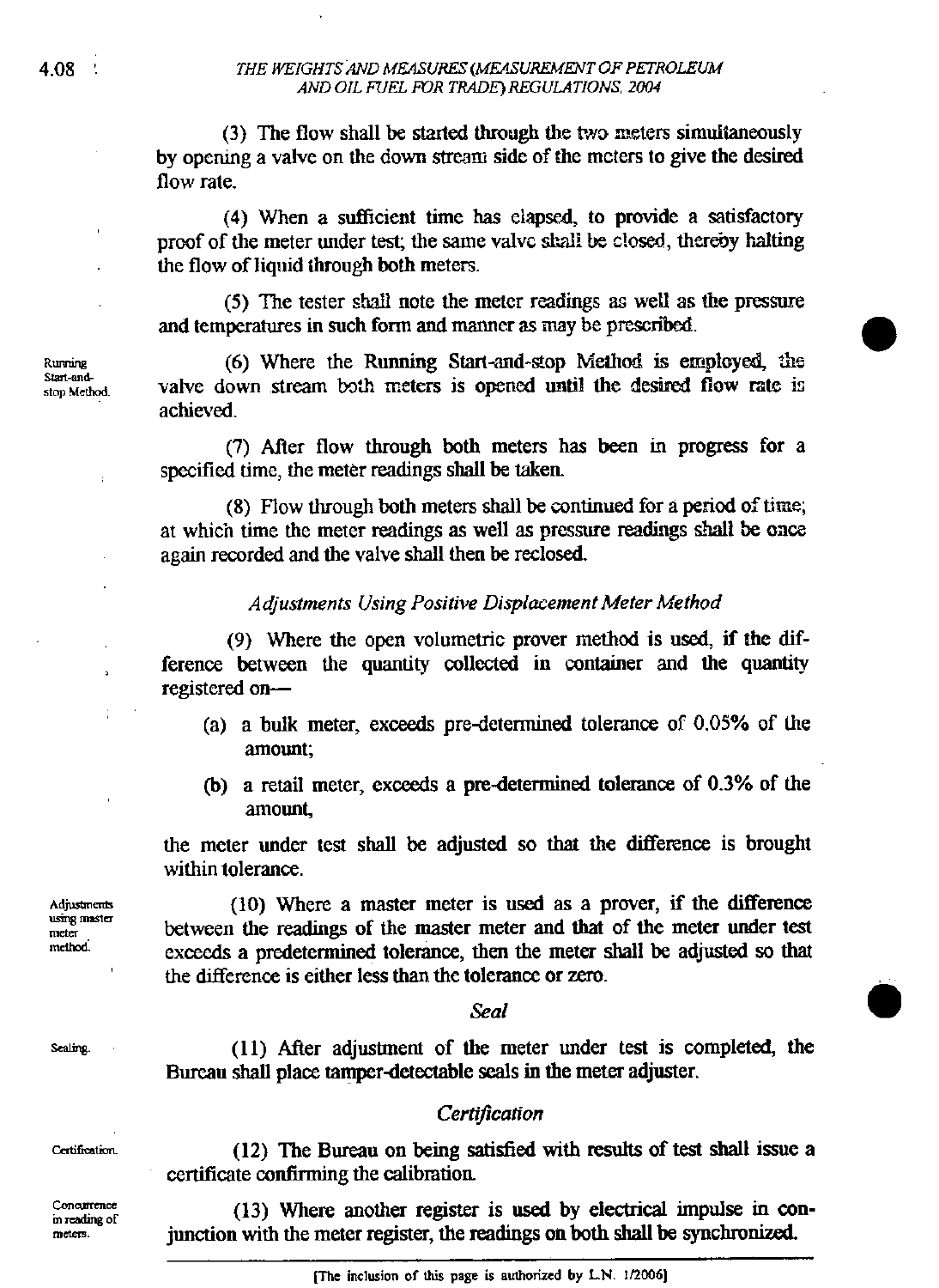(3) The flow shall be started through the two meters simultaneously by opening a valve on the down stream side of the meters to give the desired flow rate.

(4) When a sufficient time has elapsed, to provide a satisfactory proof of the meter under test; the same valve shall be closed, thereby halting the flow of liquid through both meters.

(5) The tester shall note the meter readings as well as the pressure and temperatures in such form and manner as may be prescribed.

Running Start-and-stop Method.

(6) Where the Running Start-and-stop Method is employed, the valve down stream both meters is opened until the desired flow rate is achieved.

(7) After flow through both meters has been in progress for a specified time, the meter readings shall be taken.

(8) Flow through both meters shall be continued for a period of time; at which time the meter readings as well as pressure readings shall be once again recorded and the valve shall then be reclosed.

*Adjustments Using Positive Displacement Meter Method*

(9) Where the open volumetric prover method is used, if the difference between the quantity collected in container and the quantity registered on—

(a) a bulk meter, exceeds pre-determined tolerance of 0.05% of the amount;

(b) a retail meter, exceeds a pre-determined tolerance of 0.3% of the amount,

the meter under test shall be adjusted so that the difference is brought within tolerance.

Adjustments using master meter method.

(10) Where a master meter is used as a prover, if the difference between the readings of the master meter and that of the meter under test exceeds a predetermined tolerance, then the meter shall be adjusted so that the difference is either less than the tolerance or zero.

*Seal*

Sealing.

(11) After adjustment of the meter under test is completed, the Bureau shall place tamper-detectable seals in the meter adjuster.

*Certification*

Certification.

(12) The Bureau on being satisfied with results of test shall issue a certificate confirming the calibration.

Concurrence in reading of meters.

(13) Where another register is used by electrical impulse in conjunction with the meter register, the readings on both shall be synchronized.

[The inclusion of this page is authorized by L.N. 1/2006]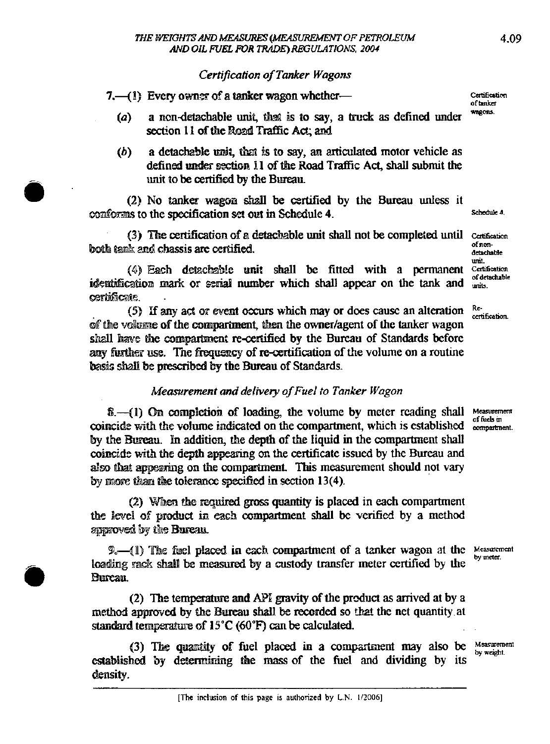*Certification of Tanker Wagons*

7.—(1) Every owner of a tanker wagon whether—

Certification of tanker wagons.

(*a*) a non-detachable unit, that is to say, a truck as defined under section 11 of the Road Traffic Act; and

(*b*) a detachable unit, that is to say, an articulated motor vehicle as defined under section 11 of the Road Traffic Act, shall submit the unit to be certified by the Bureau.

(2) No tanker wagon shall be certified by the Bureau unless it conforms to the specification set out in Schedule 4.

Schedule 4.

(3) The certification of a detachable unit shall not be completed until both tank and chassis are certified.

Certification of non-detachable unit.

(4) Each detachable unit shall be fitted with a permanent identification mark or serial number which shall appear on the tank and certificate.

Certification of detachable units.

(5) If any act or event occurs which may or does cause an alteration of the volume of the compartment, then the owner/agent of the tanker wagon shall have the compartment re-certified by the Bureau of Standards before any further use. The frequency of re-certification of the volume on a routine basis shall be prescribed by the Bureau of Standards.

Re-certification.

*Measurement and delivery of Fuel to Tanker Wagon*

8.—(1) On completion of loading, the volume by meter reading shall coincide with the volume indicated on the compartment, which is established by the Bureau. In addition, the depth of the liquid in the compartment shall coincide with the depth appearing on the certificate issued by the Bureau and also that appearing on the compartment. This measurement should not vary by more than the tolerance specified in section 13(4).

Measurement of fuels in compartment.

(2) When the required gross quantity is placed in each compartment the level of product in each compartment shall be verified by a method approved by the Bureau.

9.—(1) The fuel placed in each compartment of a tanker wagon at the loading rack shall be measured by a custody transfer meter certified by the Bureau.

Measurement by meter.

(2) The temperature and API gravity of the product as arrived at by a method approved by the Bureau shall be recorded so that the net quantity at standard temperature of 15°C (60°F) can be calculated.

(3) The quantity of fuel placed in a compartment may also be established by determining the mass of the fuel and dividing by its density.

Measurement by weight.

[The inclusion of this page is authorized by L.N. 1/2006]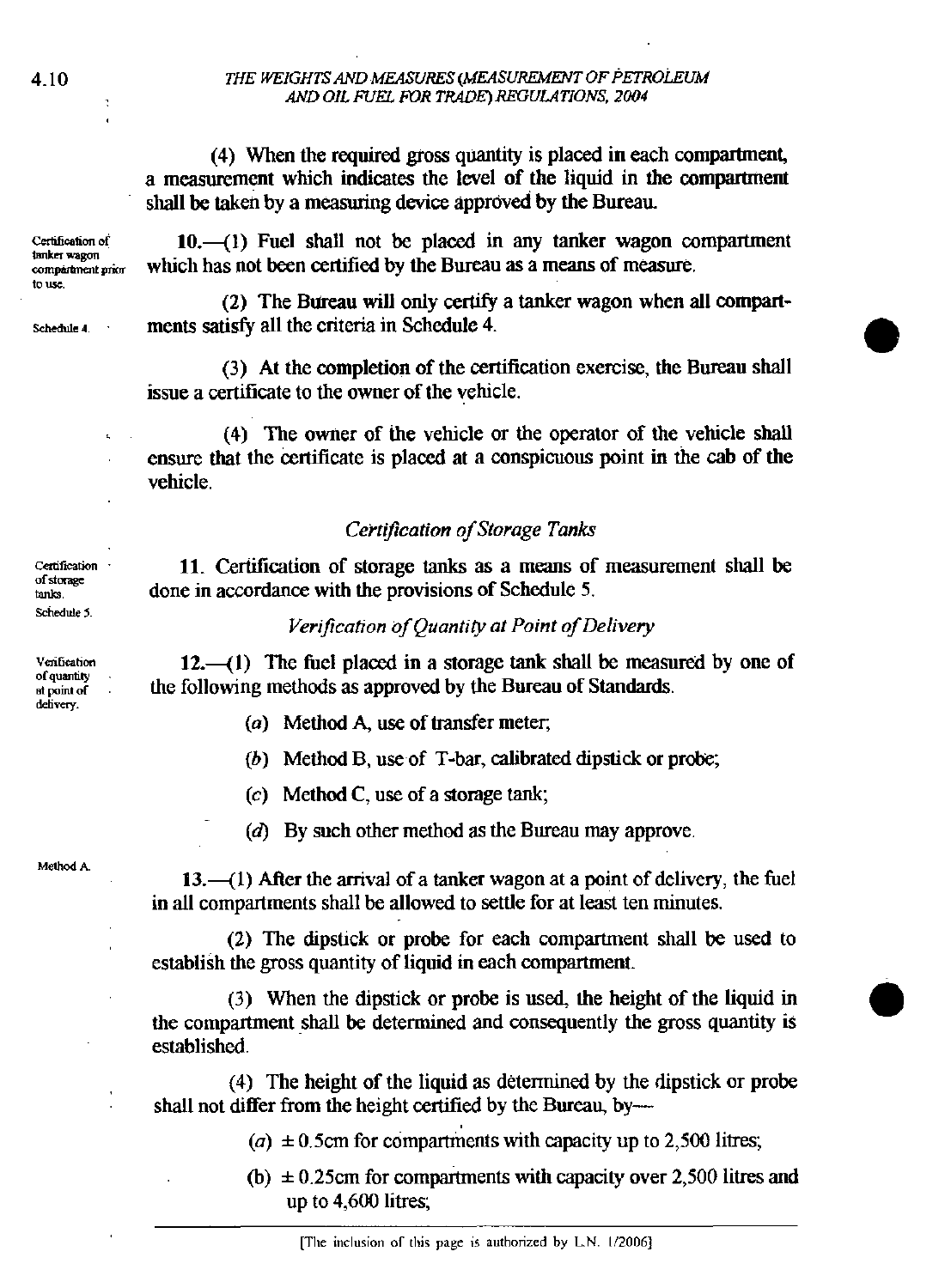(4) When the required gross quantity is placed in each compartment, a measurement which indicates the level of the liquid in the compartment shall be taken by a measuring device approved by the Bureau.

Certification of tanker wagon compartment prior to use.

**10.**—(1) Fuel shall not be placed in any tanker wagon compartment which has not been certified by the Bureau as a means of measure.

Schedule 4.

(2) The Bureau will only certify a tanker wagon when all compartments satisfy all the criteria in Schedule 4.

(3) At the completion of the certification exercise, the Bureau shall issue a certificate to the owner of the vehicle.

(4) The owner of the vehicle or the operator of the vehicle shall ensure that the certificate is placed at a conspicuous point in the cab of the vehicle.

*Certification of Storage Tanks*

Certification of storage tanks. Schedule 5.

**11.** Certification of storage tanks as a means of measurement shall be done in accordance with the provisions of Schedule 5.

*Verification of Quantity at Point of Delivery*

Verification of quantity at point of delivery.

**12.**—(1) The fuel placed in a storage tank shall be measured by one of the following methods as approved by the Bureau of Standards.

(*a*) Method A, use of transfer meter;

(*b*) Method B, use of T-bar, calibrated dipstick or probe;

(*c*) Method C, use of a storage tank;

(*d*) By such other method as the Bureau may approve.

Method A.

**13.**—(1) After the arrival of a tanker wagon at a point of delivery, the fuel in all compartments shall be allowed to settle for at least ten minutes.

(2) The dipstick or probe for each compartment shall be used to establish the gross quantity of liquid in each compartment.

(3) When the dipstick or probe is used, the height of the liquid in the compartment shall be determined and consequently the gross quantity is established.

(4) The height of the liquid as determined by the dipstick or probe shall not differ from the height certified by the Bureau, by—

(*a*) ± 0.5cm for compartments with capacity up to 2,500 litres;

(b) ± 0.25cm for compartments with capacity over 2,500 litres and up to 4,600 litres;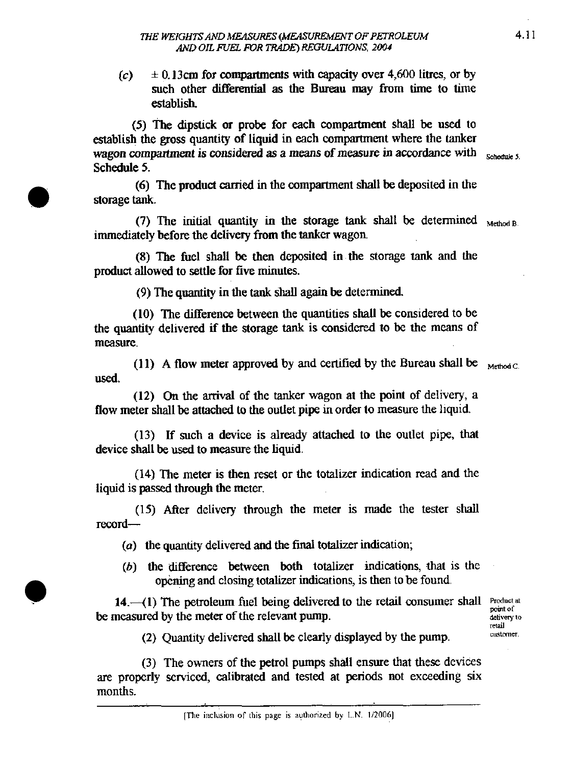(*c*) ± 0.13cm for compartments with capacity over 4,600 litres, or by such other differential as the Bureau may from time to time establish.

(5) The dipstick or probe for each compartment shall be used to establish the gross quantity of liquid in each compartment where the tanker wagon compartment is considered as a means of measure in accordance with Schedule 5.

Schedule 5.

(6) The product carried in the compartment shall be deposited in the storage tank.

(7) The initial quantity in the storage tank shall be determined immediately before the delivery from the tanker wagon.

Method B.

(8) The fuel shall be then deposited in the storage tank and the product allowed to settle for five minutes.

(9) The quantity in the tank shall again be determined.

(10) The difference between the quantities shall be considered to be the quantity delivered if the storage tank is considered to be the means of measure.

(11) A flow meter approved by and certified by the Bureau shall be used.

Method C.

(12) On the arrival of the tanker wagon at the point of delivery, a flow meter shall be attached to the outlet pipe in order to measure the liquid.

(13) If such a device is already attached to the outlet pipe, that device shall be used to measure the liquid.

(14) The meter is then reset or the totalizer indication read and the liquid is passed through the meter.

(15) After delivery through the meter is made the tester shall record—

(*a*) the quantity delivered and the final totalizer indication;

(*b*) the difference between both totalizer indications, that is the opening and closing totalizer indications, is then to be found.

Product at point of delivery to retail customer.

**14.**—(1) The petroleum fuel being delivered to the retail consumer shall be measured by the meter of the relevant pump.

(2) Quantity delivered shall be clearly displayed by the pump.

(3) The owners of the petrol pumps shall ensure that these devices are properly serviced, calibrated and tested at periods not exceeding six months.

[The inclusion of this page is authorized by L.N. 1/2006]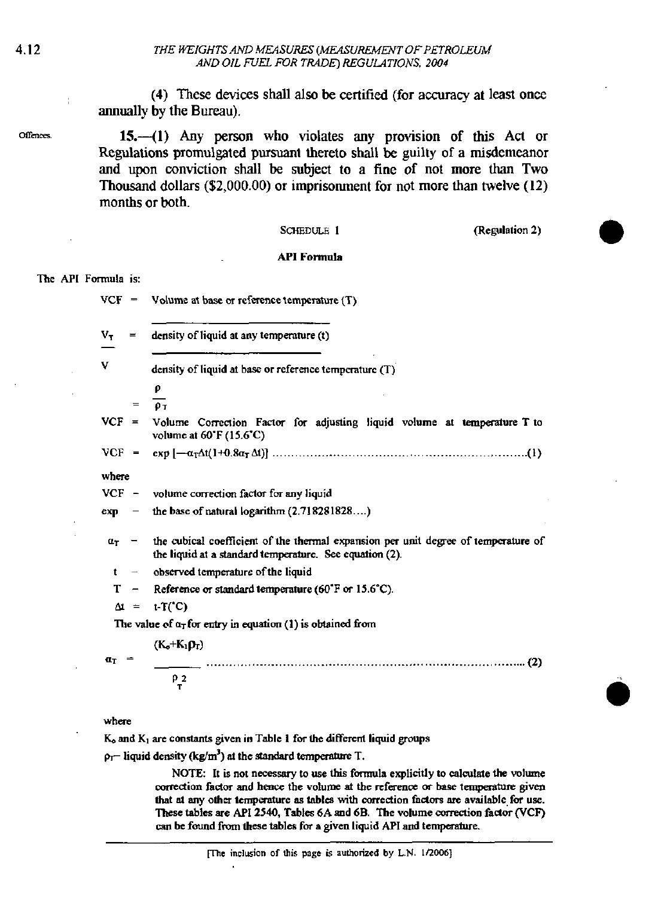(4) These devices shall also be certified (for accuracy at least once annually by the Bureau).

Offences.

**15.**—(1) Any person who violates any provision of this Act or Regulations promulgated pursuant thereto shall be guilty of a misdemeanor and upon conviction shall be subject to a fine of not more than Two Thousand dollars ($2,000.00) or imprisonment for not more than twelve (12) months or both.

SCHEDULE 1 (Regulation 2)

**API Formula**

The API Formula is:

VCF = Volume at base or reference temperature (T)

$\frac{V_T}{V}$ = $\frac{\text{density of liquid at any temperature (t)}}{\text{density of liquid at base or reference temperature (T)}}$

$= \frac{\rho}{\rho_T}$

VCF = Volume Correction Factor for adjusting liquid volume at temperature T to volume at 60°F (15.6°C)

$$VCF = \exp\left[-\alpha_T \Delta t(1+0.8\alpha_T \Delta t)\right] \quad \ldots\ldots (1)$$

where

VCF – volume correction factor for any liquid

exp – the base of natural logarithm (2.718281828....)

$\alpha_T$ – the cubical coefficient of the thermal expansion per unit degree of temperature of the liquid at a standard temperature. See equation (2).

t – observed temperature of the liquid

T – Reference or standard temperature (60°F or 15.6°C).

$\Delta t$ = t-T(°C)

The value of $\alpha_T$ for entry in equation (1) is obtained from

$$\alpha_T = \frac{(K_o + K_1\rho_T)}{\rho_T^2} \quad \ldots\ldots (2)$$

where

$K_o$ and $K_1$ are constants given in Table 1 for the different liquid groups

$\rho_T$– liquid density (kg/m$^3$) at the standard temperature T.

> NOTE: It is not necessary to use this formula explicitly to calculate the volume correction factor and hence the volume at the reference or base temperature given that at any other temperature as tables with correction factors are available for use. These tables are API 2540, Tables 6A and 6B. The volume correction factor (VCF) can be found from these tables for a given liquid API and temperature.

[The inclusion of this page is authorized by L.N. 1/2006]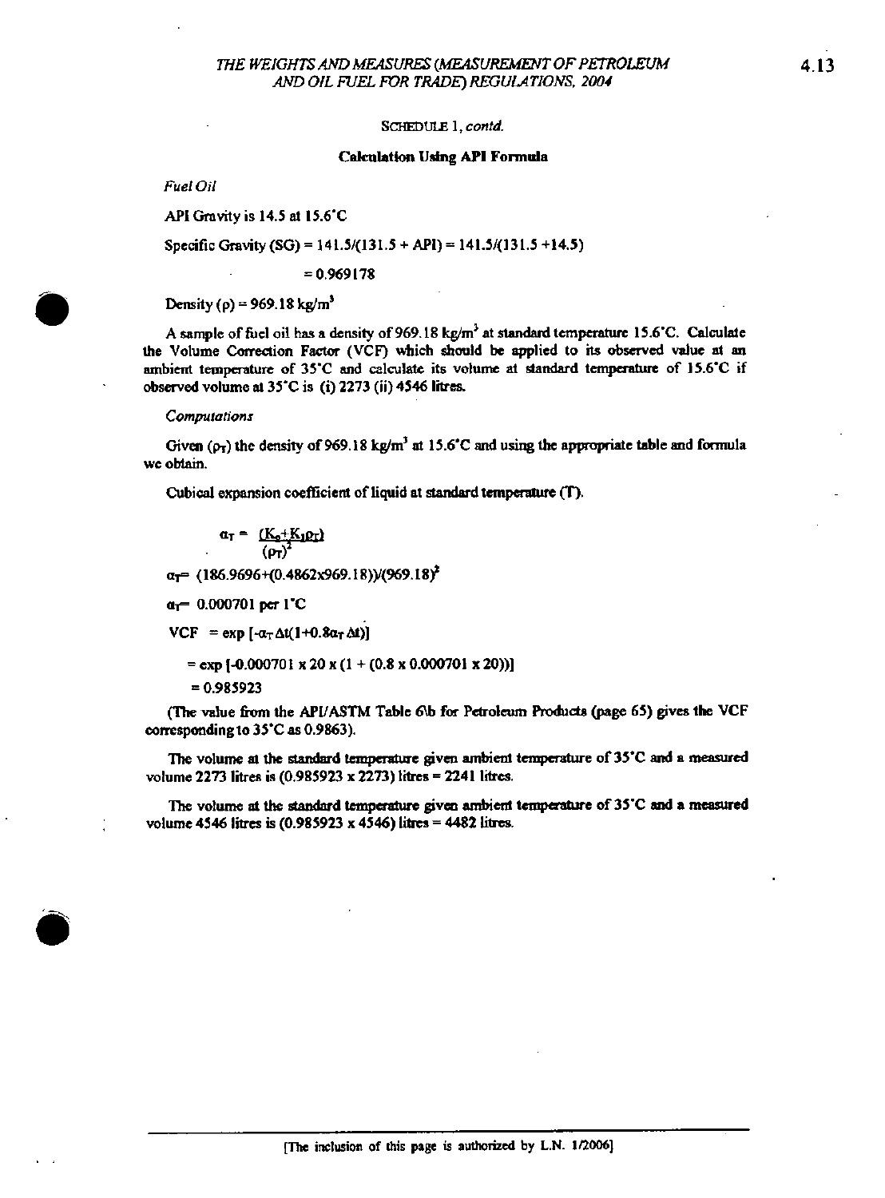SCHEDULE 1, *contd.*

**Calculation Using API Formula**

*Fuel Oil*

API Gravity is 14.5 at 15.6°C

Specific Gravity (SG) = 141.5/(131.5 + API) = 141.5/(131.5 +14.5)

= 0.969178

Density ($\rho$) = 969.18 kg/m$^3$

A sample of fuel oil has a density of 969.18 kg/m$^3$ at standard temperature 15.6°C. Calculate the Volume Correction Factor (VCF) which should be applied to its observed value at an ambient temperature of 35°C and calculate its volume at standard temperature of 15.6°C if observed volume at 35°C is (i) 2273 (ii) 4546 litres.

*Computations*

Given ($\rho_T$) the density of 969.18 kg/m$^3$ at 15.6°C and using the appropriate table and formula we obtain.

Cubical expansion coefficient of liquid at standard temperature (T).

$$\alpha_T = \frac{(K_o + K_1\rho_T)}{(\rho_T)^2}$$

$\alpha_T = (186.9696+(0.4862 \times 969.18))/(969.18)^2$

$\alpha_T = 0.000701$ per 1°C

VCF $= \exp[-\alpha_T \Delta t(1+0.8\alpha_T \Delta t)]$

$= \exp[-0.000701 \times 20 \times (1 + (0.8 \times 0.000701 \times 20))]$

$= 0.985923$

(The value from the API/ASTM Table 6\b for Petroleum Products (page 65) gives the VCF corresponding to 35°C as 0.9863).

The volume at the standard temperature given ambient temperature of 35°C and a measured volume 2273 litres is (0.985923 x 2273) litres = 2241 litres.

The volume at the standard temperature given ambient temperature of 35°C and a measured volume 4546 litres is (0.985923 x 4546) litres = 4482 litres.

[The inclusion of this page is authorized by L.N. 1/2006]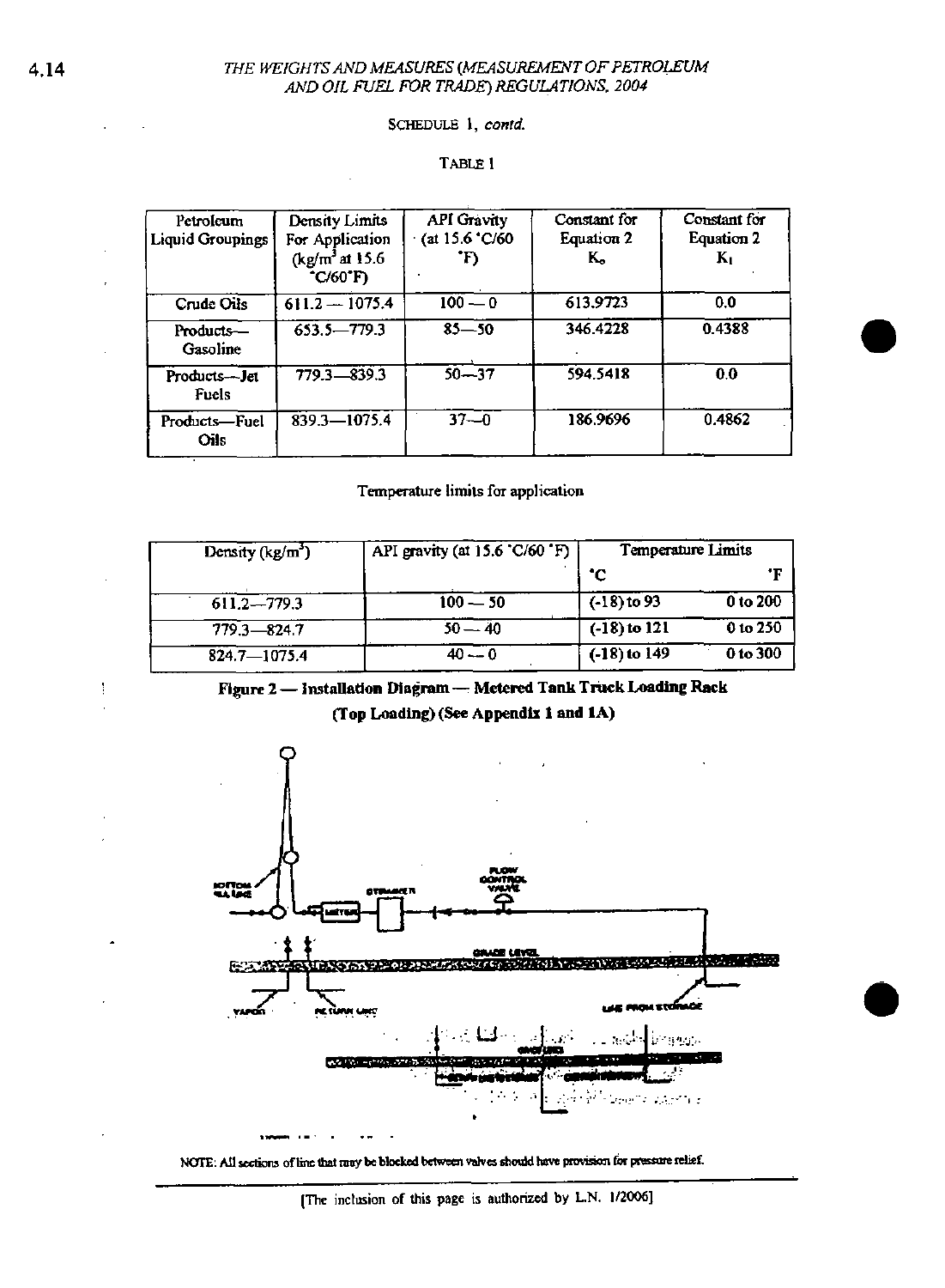SCHEDULE 1, *contd.*

TABLE 1

| Petroleum Liquid Groupings | Density Limits For Application ($kg/m^3$ at 15.6 °C/60°F) | API Gravity (at 15.6 °C/60 °F) | Constant for Equation 2 $K_o$ | Constant for Equation 2 $K_1$ |
|---|---|---|---|---|
| Crude Oils | 611.2 — 1075.4 | 100 — 0 | 613.9723 | 0.0 |
| Products—Gasoline | 653.5—779.3 | 85—50 | 346.4228 | 0.4388 |
| Products—Jet Fuels | 779.3—839.3 | 50—37 | 594.5418 | 0.0 |
| Products—Fuel Oils | 839.3—1075.4 | 37—0 | 186.9696 | 0.4862 |

Temperature limits for application

| Density ($kg/m^3$) | API gravity (at 15.6 °C/60 °F) | Temperature Limits | |
|---|---|---|---|
| | | °C | °F |
| 611.2—779.3 | 100 — 50 | (-18) to 93 | 0 to 200 |
| 779.3—824.7 | 50 — 40 | (-18) to 121 | 0 to 250 |
| 824.7—1075.4 | 40 — 0 | (-18) to 149 | 0 to 300 |

**Figure 2 — Installation Diagram — Metered Tank Truck Loading Rack (Top Loading) (See Appendix 1 and 1A)**

NOTE: All sections of line that may be blocked between valves should have provision for pressure relief.

[The inclusion of this page is authorized by L.N. 1/2006]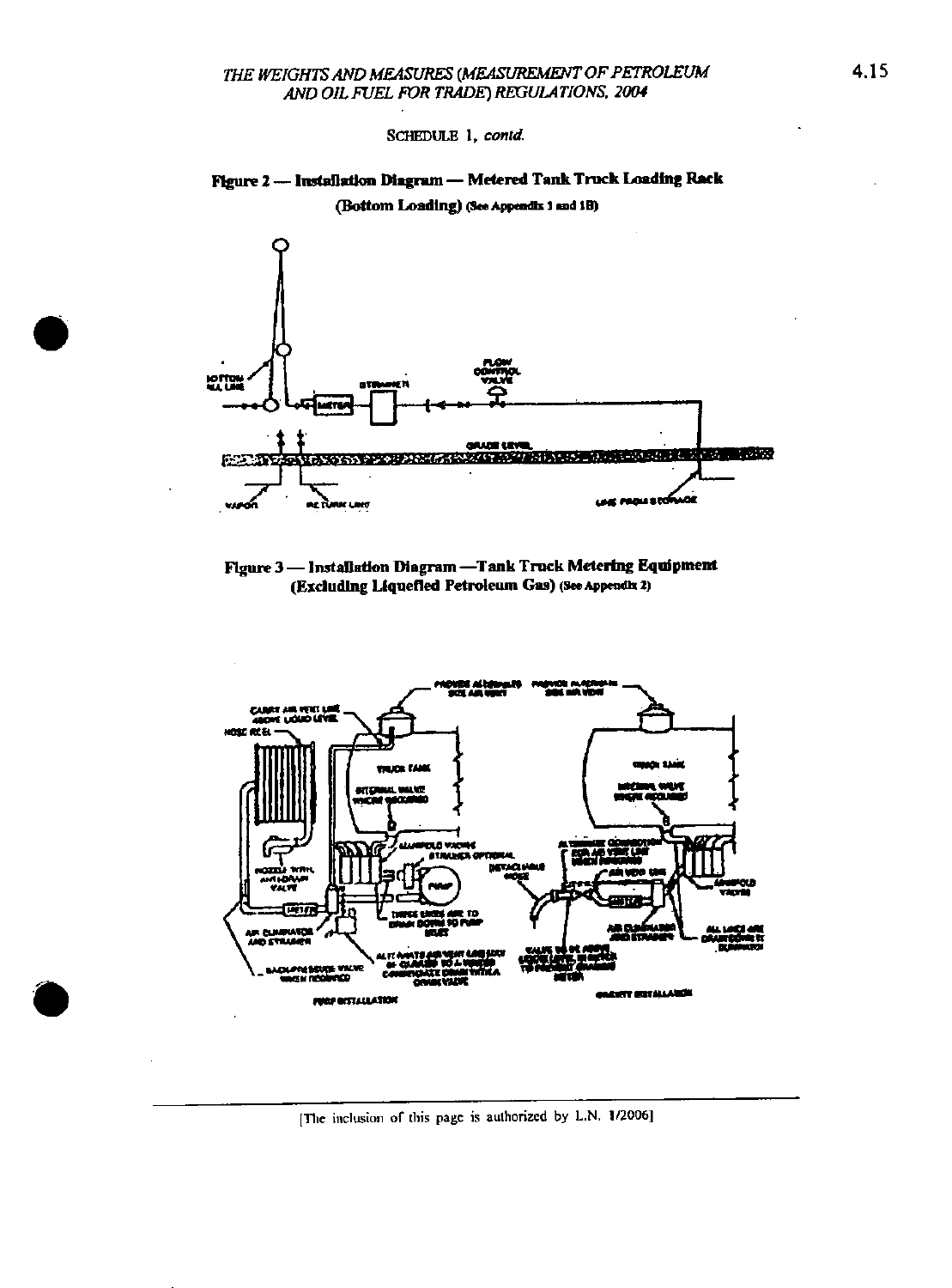SCHEDULE 1, *contd.*

**Figure 2 — Installation Diagram — Metered Tank Truck Loading Rack**
**(Bottom Loading)** (See Appendix 1 and 1B)

**Figure 3 — Installation Diagram —Tank Truck Metering Equipment (Excluding Liquefied Petroleum Gas)** (See Appendix 2)

[The inclusion of this page is authorized by L.N. 1/2006]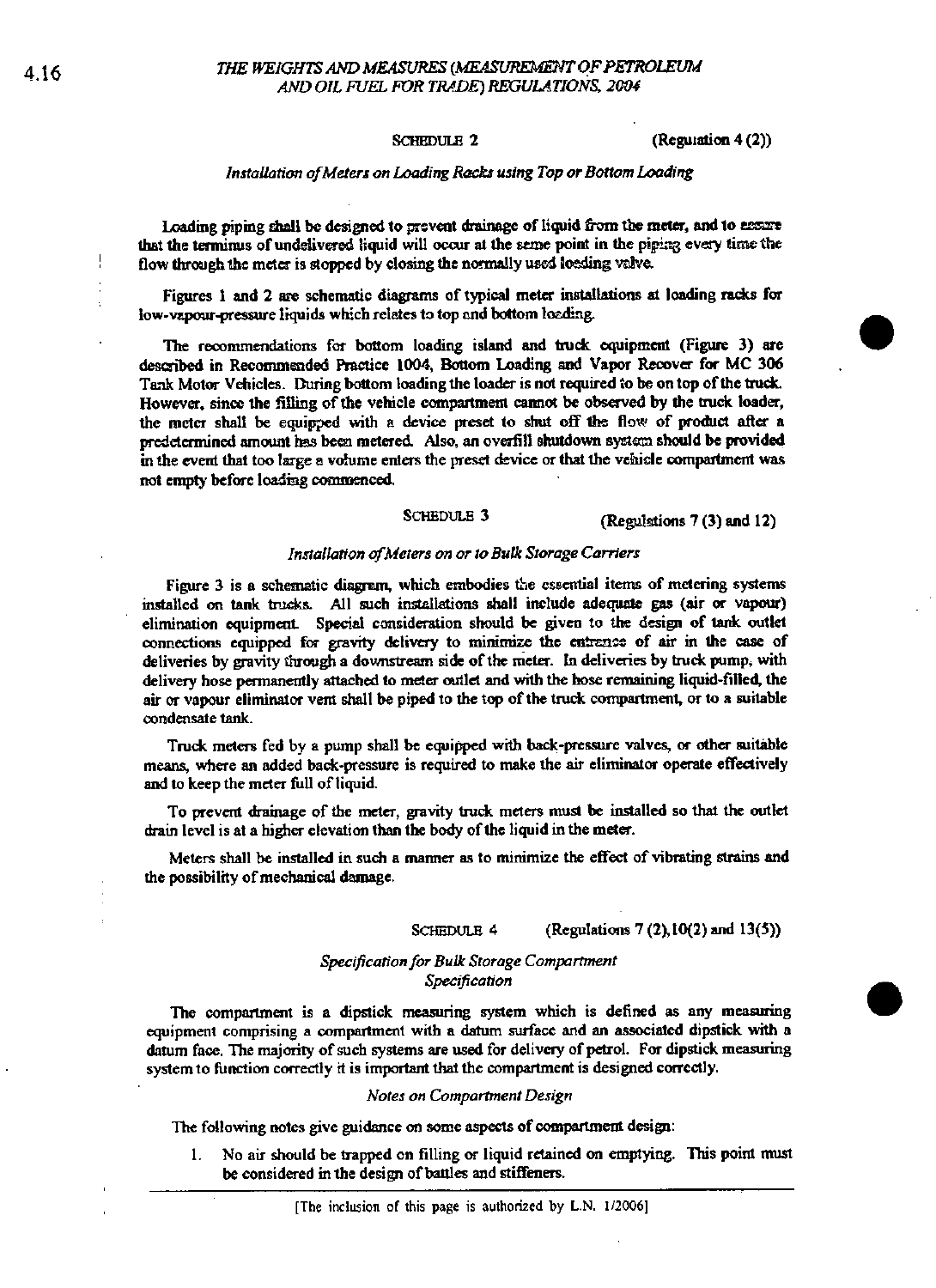SCHEDULE 2 (Regulation 4 (2))

*Installation of Meters on Loading Racks using Top or Bottom Loading*

Loading piping shall be designed to prevent drainage of liquid from the meter, and to assure that the terminus of undelivered liquid will occur at the same point in the piping every time the flow through the meter is stopped by closing the normally used loading valve.

Figures 1 and 2 are schematic diagrams of typical meter installations at loading racks for low-vapour-pressure liquids which relates to top and bottom loading.

The recommendations for bottom loading island and truck equipment (Figure 3) are described in Recommended Practice 1004, Bottom Loading and Vapor Recover for MC 306 Tank Motor Vehicles. During bottom loading the loader is not required to be on top of the truck. However, since the filling of the vehicle compartment cannot be observed by the truck loader, the meter shall be equipped with a device preset to shut off the flow of product after a predetermined amount has been metered. Also, an overfill shutdown system should be provided in the event that too large a volume enters the preset device or that the vehicle compartment was not empty before loading commenced.

SCHEDULE 3 (Regulations 7 (3) and 12)

*Installation of Meters on or to Bulk Storage Carriers*

Figure 3 is a schematic diagram, which embodies the essential items of metering systems installed on tank trucks. All such installations shall include adequate gas (air or vapour) elimination equipment. Special consideration should be given to the design of tank outlet connections equipped for gravity delivery to minimize the entrance of air in the case of deliveries by gravity through a downstream side of the meter. In deliveries by truck pump, with delivery hose permanently attached to meter outlet and with the hose remaining liquid-filled, the air or vapour eliminator vent shall be piped to the top of the truck compartment, or to a suitable condensate tank.

Truck meters fed by a pump shall be equipped with back-pressure valves, or other suitable means, where an added back-pressure is required to make the air eliminator operate effectively and to keep the meter full of liquid.

To prevent drainage of the meter, gravity truck meters must be installed so that the outlet drain level is at a higher elevation than the body of the liquid in the meter.

Meters shall be installed in such a manner as to minimize the effect of vibrating strains and the possibility of mechanical damage.

SCHEDULE 4 (Regulations 7 (2),10(2) and 13(5))

*Specification for Bulk Storage Compartment*
*Specification*

The compartment is a dipstick measuring system which is defined as any measuring equipment comprising a compartment with a datum surface and an associated dipstick with a datum face. The majority of such systems are used for delivery of petrol. For dipstick measuring system to function correctly it is important that the compartment is designed correctly.

*Notes on Compartment Design*

The following notes give guidance on some aspects of compartment design:

1. No air should be trapped on filling or liquid retained on emptying. This point must be considered in the design of battles and stiffeners.

[The inclusion of this page is authorized by L.N. 1/2006]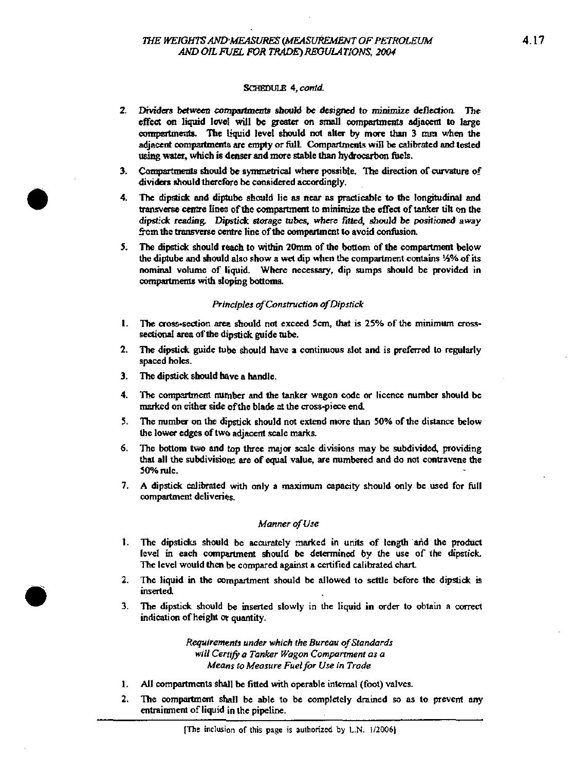SCHEDULE 4, *contd.*

2. Dividers between compartments should be designed to minimize deflection. The effect on liquid level will be greater on small compartments adjacent to large compartments. The liquid level should not alter by more than 3 mm when the adjacent compartments are empty or full. Compartments will be calibrated and tested using water, which is denser and more stable than hydrocarbon fuels.

3. Compartments should be symmetrical where possible. The direction of curvature of dividers should therefore be considered accordingly.

4. The dipstick and diptube should lie as near as practicable to the longitudinal and transverse centre lines of the compartment to minimize the effect of tanker tilt on the dipstick reading. Dipstick storage tubes, where fitted, should be positioned away from the transverse centre line of the compartment to avoid confusion.

5. The dipstick should reach to within 20mm of the bottom of the compartment below the diptube and should also show a wet dip when the compartment contains ½% of its nominal volume of liquid. Where necessary, dip sumps should be provided in compartments with sloping bottoms.

*Principles of Construction of Dipstick*

1. The cross-section area should not exceed 5cm, that is 25% of the minimum cross-sectional area of the dipstick guide tube.

2. The dipstick guide tube should have a continuous slot and is preferred to regularly spaced holes.

3. The dipstick should have a handle.

4. The compartment number and the tanker wagon code or licence number should be marked on either side of the blade at the cross-piece end.

5. The number on the dipstick should not extend more than 50% of the distance below the lower edges of two adjacent scale marks.

6. The bottom two and top three major scale divisions may be subdivided, providing that all the subdivisions are of equal value, are numbered and do not contravene the 50% rule.

7. A dipstick calibrated with only a maximum capacity should only be used for full compartment deliveries.

*Manner of Use*

1. The dipsticks should be accurately marked in units of length and the product level in each compartment should be determined by the use of the dipstick. The level would then be compared against a certified calibrated chart.

2. The liquid in the compartment should be allowed to settle before the dipstick is inserted.

3. The dipstick should be inserted slowly in the liquid in order to obtain a correct indication of height or quantity.

*Requirements under which the Bureau of Standards will Certify a Tanker Wagon Compartment as a Means to Measure Fuel for Use in Trade*

1. All compartments shall be fitted with operable internal (foot) valves.

2. The compartment shall be able to be completely drained so as to prevent any entrainment of liquid in the pipeline.

[The inclusion of this page is authorized by L.N. 1/2006]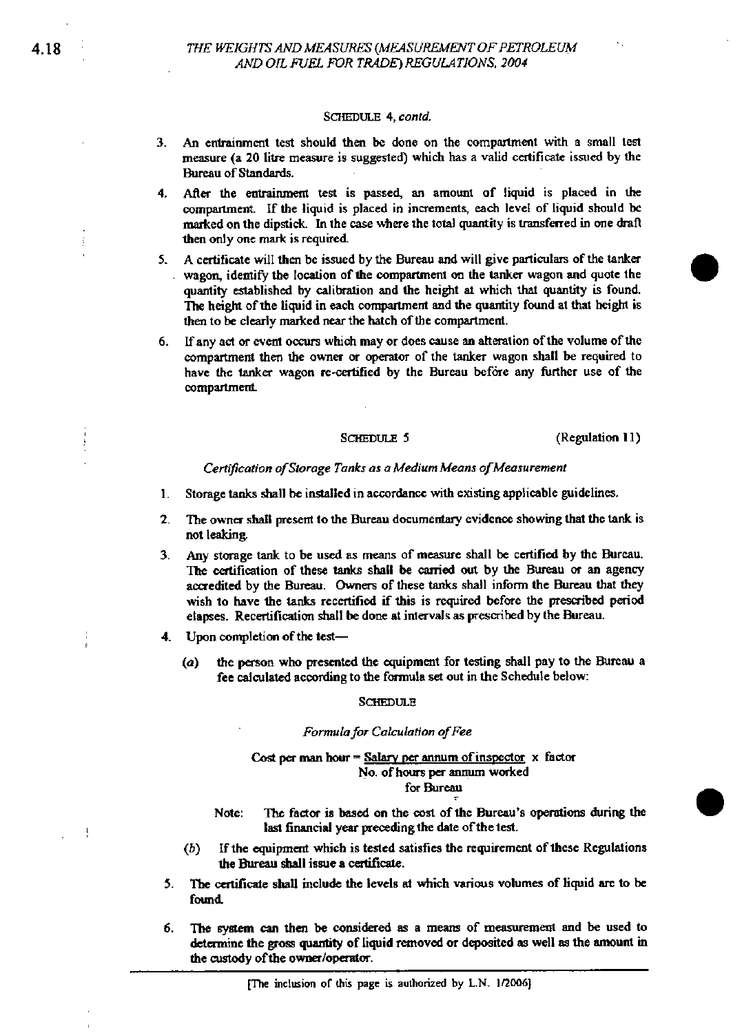SCHEDULE 4, *contd.*

3. An entrainment test should then be done on the compartment with a small test measure (a 20 litre measure is suggested) which has a valid certificate issued by the Bureau of Standards.

4. After the entrainment test is passed, an amount of liquid is placed in the compartment. If the liquid is placed in increments, each level of liquid should be marked on the dipstick. In the case where the total quantity is transferred in one draft then only one mark is required.

5. A certificate will then be issued by the Bureau and will give particulars of the tanker wagon, identify the location of the compartment on the tanker wagon and quote the quantity established by calibration and the height at which that quantity is found. The height of the liquid in each compartment and the quantity found at that height is then to be clearly marked near the hatch of the compartment.

6. If any act or event occurs which may or does cause an alteration of the volume of the compartment then the owner or operator of the tanker wagon shall be required to have the tanker wagon re-certified by the Bureau before any further use of the compartment.

SCHEDULE 5 (Regulation 11)

*Certification of Storage Tanks as a Medium Means of Measurement*

1. Storage tanks shall be installed in accordance with existing applicable guidelines.

2. The owner shall present to the Bureau documentary evidence showing that the tank is not leaking.

3. Any storage tank to be used as means of measure shall be certified by the Bureau. The certification of these tanks shall be carried out by the Bureau or an agency accredited by the Bureau. Owners of these tanks shall inform the Bureau that they wish to have the tanks recertified if this is required before the prescribed period elapses. Recertification shall be done at intervals as prescribed by the Bureau.

4. Upon completion of the test—

   (*a*) the person who presented the equipment for testing shall pay to the Bureau a fee calculated according to the formula set out in the Schedule below:

   SCHEDULE

   *Formula for Calculation of Fee*

   $$\text{Cost per man hour} = \frac{\text{Salary per annum of inspector}}{\text{No. of hours per annum worked for Bureau}} \times \text{factor}$$

   Note: The factor is based on the cost of the Bureau's operations during the last financial year preceding the date of the test.

   (*b*) If the equipment which is tested satisfies the requirement of these Regulations the Bureau shall issue a certificate.

5. The certificate shall include the levels at which various volumes of liquid are to be found.

6. The system can then be considered as a means of measurement and be used to determine the gross quantity of liquid removed or deposited as well as the amount in the custody of the owner/operator.

[The inclusion of this page is authorized by L.N. 1/2006]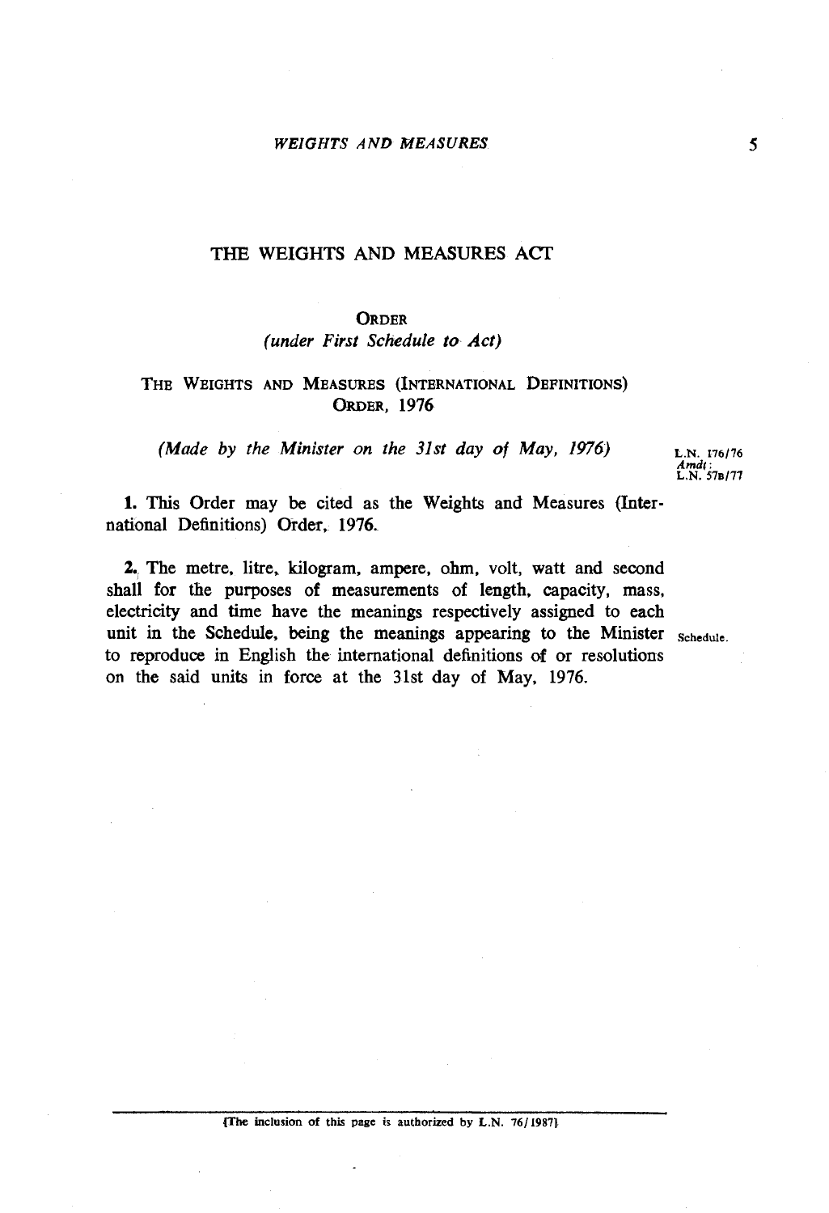# THE WEIGHTS AND MEASURES ACT

## ORDER

*(under First Schedule to Act)*

## THE WEIGHTS AND MEASURES (INTERNATIONAL DEFINITIONS) ORDER, 1976

*(Made by the Minister on the 31st day of May, 1976)*

L.N. 176/76
*Amdt*:
L.N. 57B/77

**1.** This Order may be cited as the Weights and Measures (International Definitions) Order, 1976.

**2.** The metre, litre, kilogram, ampere, ohm, volt, watt and second shall for the purposes of measurements of length, capacity, mass, electricity and time have the meanings respectively assigned to each unit in the Schedule, being the meanings appearing to the Minister to reproduce in English the international definitions of or resolutions on the said units in force at the 31st day of May, 1976.

Schedule.

[The inclusion of this page is authorized by L.N. 76/1987]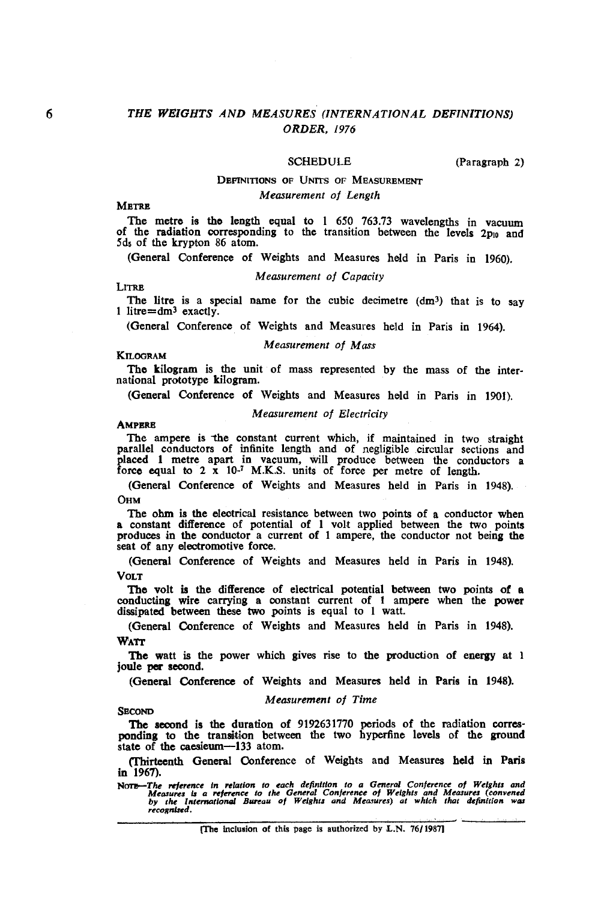# THE WEIGHTS AND MEASURES (INTERNATIONAL DEFINITIONS) ORDER, 1976

## SCHEDULE

(Paragraph 2)

### DEFINITIONS OF UNITS OF MEASUREMENT

*Measurement of Length*

**METRE**

The metre is the length equal to 1 650 763.73 wavelengths in vacuum of the radiation corresponding to the transition between the levels $2p_{10}$ and $5d_5$ of the krypton 86 atom.

(General Conference of Weights and Measures held in Paris in 1960).

*Measurement of Capacity*

**LITRE**

The litre is a special name for the cubic decimetre ($dm^3$) that is to say 1 litre=$dm^3$ exactly.

(General Conference of Weights and Measures held in Paris in 1964).

*Measurement of Mass*

**KILOGRAM**

The kilogram is the unit of mass represented by the mass of the international prototype kilogram.

(General Conference of Weights and Measures held in Paris in 1901).

*Measurement of Electricity*

**AMPERE**

The ampere is the constant current which, if maintained in two straight parallel conductors of infinite length and of negligible circular sections and placed 1 metre apart in vacuum, will produce between the conductors a force equal to $2 \times 10^{-7}$ M.K.S. units of force per metre of length.

(General Conference of Weights and Measures held in Paris in 1948).

**OHM**

The ohm is the electrical resistance between two points of a conductor when a constant difference of potential of 1 volt applied between the two points produces in the conductor a current of 1 ampere, the conductor not being the seat of any electromotive force.

(General Conference of Weights and Measures held in Paris in 1948).

**VOLT**

The volt is the difference of electrical potential between two points of a conducting wire carrying a constant current of 1 ampere when the power dissipated between these two points is equal to 1 watt.

(General Conference of Weights and Measures held in Paris in 1948).

**WATT**

The watt is the power which gives rise to the production of energy at 1 joule per second.

(General Conference of Weights and Measures held in Paris in 1948).

*Measurement of Time*

**SECOND**

The second is the duration of 9192631770 periods of the radiation corresponding to the transition between the two hyperfine levels of the ground state of the caesieum—133 atom.

(Thirteenth General Conference of Weights and Measures held in Paris in 1967).

NOTE—*The reference in relation to each definition to a General Conference of Weights and Measures is a reference to the General Conference of Weights and Measures (convened by the International Bureau of Weights and Measures) at which that definition was recognised.*

[The inclusion of this page is authorized by L.N. 76/1987]